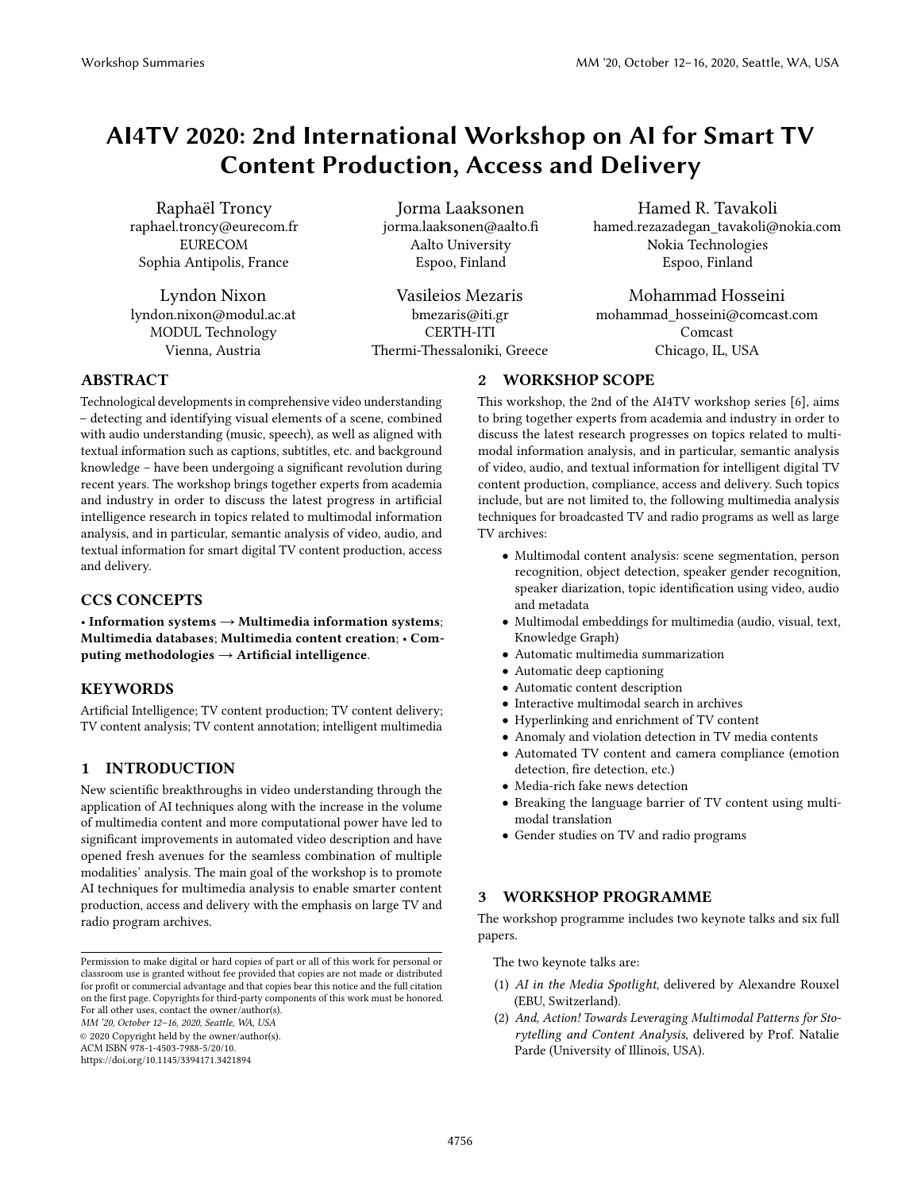# AI4TV 2020: 2nd International Workshop on AI for Smart TV Content Production, Access and Delivery

Raphaël Troncy
raphael.troncy@eurecom.fr
EURECOM
Sophia Antipolis, France

Jorma Laaksonen
jorma.laaksonen@aalto.fi
Aalto University
Espoo, Finland

Hamed R. Tavakoli
hamed.rezazadegan_tavakoli@nokia.com
Nokia Technologies
Espoo, Finland

Lyndon Nixon
lyndon.nixon@modul.ac.at
MODUL Technology
Vienna, Austria

Vasileios Mezaris
bmezaris@iti.gr
CERTH-ITI
Thermi-Thessaloniki, Greece

Mohammad Hosseini
mohammad_hosseini@comcast.com
Comcast
Chicago, IL, USA

## ABSTRACT

Technological developments in comprehensive video understanding – detecting and identifying visual elements of a scene, combined with audio understanding (music, speech), as well as aligned with textual information such as captions, subtitles, etc. and background knowledge – have been undergoing a significant revolution during recent years. The workshop brings together experts from academia and industry in order to discuss the latest progress in artificial intelligence research in topics related to multimodal information analysis, and in particular, semantic analysis of video, audio, and textual information for smart digital TV content production, access and delivery.

## CCS CONCEPTS

• **Information systems → Multimedia information systems**; **Multimedia databases**; **Multimedia content creation**; • **Computing methodologies → Artificial intelligence**.

## KEYWORDS

Artificial Intelligence; TV content production; TV content delivery; TV content analysis; TV content annotation; intelligent multimedia

## 1 INTRODUCTION

New scientific breakthroughs in video understanding through the application of AI techniques along with the increase in the volume of multimedia content and more computational power have led to significant improvements in automated video description and have opened fresh avenues for the seamless combination of multiple modalities' analysis. The main goal of the workshop is to promote AI techniques for multimedia analysis to enable smarter content production, access and delivery with the emphasis on large TV and radio program archives.

Permission to make digital or hard copies of part or all of this work for personal or classroom use is granted without fee provided that copies are not made or distributed for profit or commercial advantage and that copies bear this notice and the full citation on the first page. Copyrights for third-party components of this work must be honored. For all other uses, contact the owner/author(s).
*MM '20, October 12–16, 2020, Seattle, WA, USA*
© 2020 Copyright held by the owner/author(s).
ACM ISBN 978-1-4503-7988-5/20/10.
https://doi.org/10.1145/3394171.3421894

## 2 WORKSHOP SCOPE

This workshop, the 2nd of the AI4TV workshop series [6], aims to bring together experts from academia and industry in order to discuss the latest research progresses on topics related to multimodal information analysis, and in particular, semantic analysis of video, audio, and textual information for intelligent digital TV content production, compliance, access and delivery. Such topics include, but are not limited to, the following multimedia analysis techniques for broadcasted TV and radio programs as well as large TV archives:

- Multimodal content analysis: scene segmentation, person recognition, object detection, speaker gender recognition, speaker diarization, topic identification using video, audio and metadata
- Multimodal embeddings for multimedia (audio, visual, text, Knowledge Graph)
- Automatic multimedia summarization
- Automatic deep captioning
- Automatic content description
- Interactive multimodal search in archives
- Hyperlinking and enrichment of TV content
- Anomaly and violation detection in TV media contents
- Automated TV content and camera compliance (emotion detection, fire detection, etc.)
- Media-rich fake news detection
- Breaking the language barrier of TV content using multimodal translation
- Gender studies on TV and radio programs

## 3 WORKSHOP PROGRAMME

The workshop programme includes two keynote talks and six full papers.

The two keynote talks are:

1. *AI in the Media Spotlight*, delivered by Alexandre Rouxel (EBU, Switzerland).
2. *And, Action! Towards Leveraging Multimodal Patterns for Storytelling and Content Analysis*, delivered by Prof. Natalie Parde (University of Illinois, USA).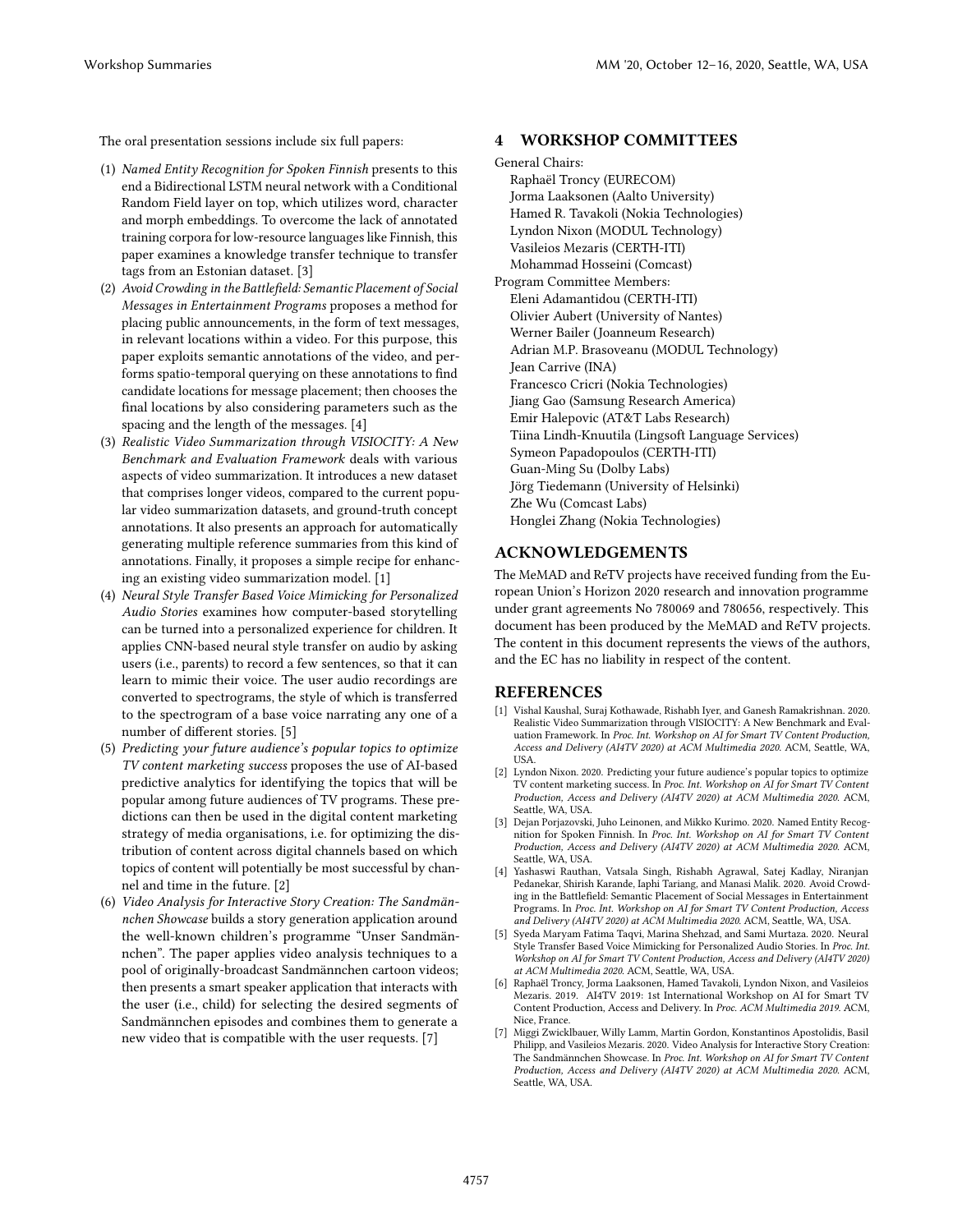The oral presentation sessions include six full papers:

1. *Named Entity Recognition for Spoken Finnish* presents to this end a Bidirectional LSTM neural network with a Conditional Random Field layer on top, which utilizes word, character and morph embeddings. To overcome the lack of annotated training corpora for low-resource languages like Finnish, this paper examines a knowledge transfer technique to transfer tags from an Estonian dataset. [3]
2. *Avoid Crowding in the Battlefield: Semantic Placement of Social Messages in Entertainment Programs* proposes a method for placing public announcements, in the form of text messages, in relevant locations within a video. For this purpose, this paper exploits semantic annotations of the video, and performs spatio-temporal querying on these annotations to find candidate locations for message placement; then chooses the final locations by also considering parameters such as the spacing and the length of the messages. [4]
3. *Realistic Video Summarization through VISIOCITY: A New Benchmark and Evaluation Framework* deals with various aspects of video summarization. It introduces a new dataset that comprises longer videos, compared to the current popular video summarization datasets, and ground-truth concept annotations. It also presents an approach for automatically generating multiple reference summaries from this kind of annotations. Finally, it proposes a simple recipe for enhancing an existing video summarization model. [1]
4. *Neural Style Transfer Based Voice Mimicking for Personalized Audio Stories* examines how computer-based storytelling can be turned into a personalized experience for children. It applies CNN-based neural style transfer on audio by asking users (i.e., parents) to record a few sentences, so that it can learn to mimic their voice. The user audio recordings are converted to spectrograms, the style of which is transferred to the spectrogram of a base voice narrating any one of a number of different stories. [5]
5. *Predicting your future audience's popular topics to optimize TV content marketing success* proposes the use of AI-based predictive analytics for identifying the topics that will be popular among future audiences of TV programs. These predictions can then be used in the digital content marketing strategy of media organisations, i.e. for optimizing the distribution of content across digital channels based on which topics of content will potentially be most successful by channel and time in the future. [2]
6. *Video Analysis for Interactive Story Creation: The Sandmännchen Showcase* builds a story generation application around the well-known children's programme "Unser Sandmännchen". The paper applies video analysis techniques to a pool of originally-broadcast Sandmännchen cartoon videos; then presents a smart speaker application that interacts with the user (i.e., child) for selecting the desired segments of Sandmännchen episodes and combines them to generate a new video that is compatible with the user requests. [7]

## 4 WORKSHOP COMMITTEES

General Chairs:
- Raphaël Troncy (EURECOM)
- Jorma Laaksonen (Aalto University)
- Hamed R. Tavakoli (Nokia Technologies)
- Lyndon Nixon (MODUL Technology)
- Vasileios Mezaris (CERTH-ITI)
- Mohammad Hosseini (Comcast)

Program Committee Members:
- Eleni Adamantidou (CERTH-ITI)
- Olivier Aubert (University of Nantes)
- Werner Bailer (Joanneum Research)
- Adrian M.P. Brasoveanu (MODUL Technology)
- Jean Carrive (INA)
- Francesco Cricri (Nokia Technologies)
- Jiang Gao (Samsung Research America)
- Emir Halepovic (AT&T Labs Research)
- Tiina Lindh-Knuutila (Lingsoft Language Services)
- Symeon Papadopoulos (CERTH-ITI)
- Guan-Ming Su (Dolby Labs)
- Jörg Tiedemann (University of Helsinki)
- Zhe Wu (Comcast Labs)
- Honglei Zhang (Nokia Technologies)

## ACKNOWLEDGEMENTS

The MeMAD and ReTV projects have received funding from the European Union's Horizon 2020 research and innovation programme under grant agreements No 780069 and 780656, respectively. This document has been produced by the MeMAD and ReTV projects. The content in this document represents the views of the authors, and the EC has no liability in respect of the content.

## REFERENCES

[1] Vishal Kaushal, Suraj Kothawade, Rishabh Iyer, and Ganesh Ramakrishnan. 2020. Realistic Video Summarization through VISIOCITY: A New Benchmark and Evaluation Framework. In *Proc. Int. Workshop on AI for Smart TV Content Production, Access and Delivery (AI4TV 2020) at ACM Multimedia 2020*. ACM, Seattle, WA, USA.

[2] Lyndon Nixon. 2020. Predicting your future audience's popular topics to optimize TV content marketing success. In *Proc. Int. Workshop on AI for Smart TV Content Production, Access and Delivery (AI4TV 2020) at ACM Multimedia 2020*. ACM, Seattle, WA, USA.

[3] Dejan Porjazovski, Juho Leinonen, and Mikko Kurimo. 2020. Named Entity Recognition for Spoken Finnish. In *Proc. Int. Workshop on AI for Smart TV Content Production, Access and Delivery (AI4TV 2020) at ACM Multimedia 2020*. ACM, Seattle, WA, USA.

[4] Yashaswi Rauthan, Vatsala Singh, Rishabh Agrawal, Satej Kadlay, Niranjan Pedanekar, Shirish Karande, Iaphi Tariang, and Manasi Malik. 2020. Avoid Crowding in the Battlefield: Semantic Placement of Social Messages in Entertainment Programs. In *Proc. Int. Workshop on AI for Smart TV Content Production, Access and Delivery (AI4TV 2020) at ACM Multimedia 2020*. ACM, Seattle, WA, USA.

[5] Syeda Maryam Fatima Taqvi, Marina Shehzad, and Sami Murtaza. 2020. Neural Style Transfer Based Voice Mimicking for Personalized Audio Stories. In *Proc. Int. Workshop on AI for Smart TV Content Production, Access and Delivery (AI4TV 2020) at ACM Multimedia 2020*. ACM, Seattle, WA, USA.

[6] Raphaël Troncy, Jorma Laaksonen, Hamed Tavakoli, Lyndon Nixon, and Vasileios Mezaris. 2019. AI4TV 2019: 1st International Workshop on AI for Smart TV Content Production, Access and Delivery. In *Proc. ACM Multimedia 2019*. ACM, Nice, France.

[7] Miggi Zwicklbauer, Willy Lamm, Martin Gordon, Konstantinos Apostolidis, Basil Philipp, and Vasileios Mezaris. 2020. Video Analysis for Interactive Story Creation: The Sandmännchen Showcase. In *Proc. Int. Workshop on AI for Smart TV Content Production, Access and Delivery (AI4TV 2020) at ACM Multimedia 2020*. ACM, Seattle, WA, USA.